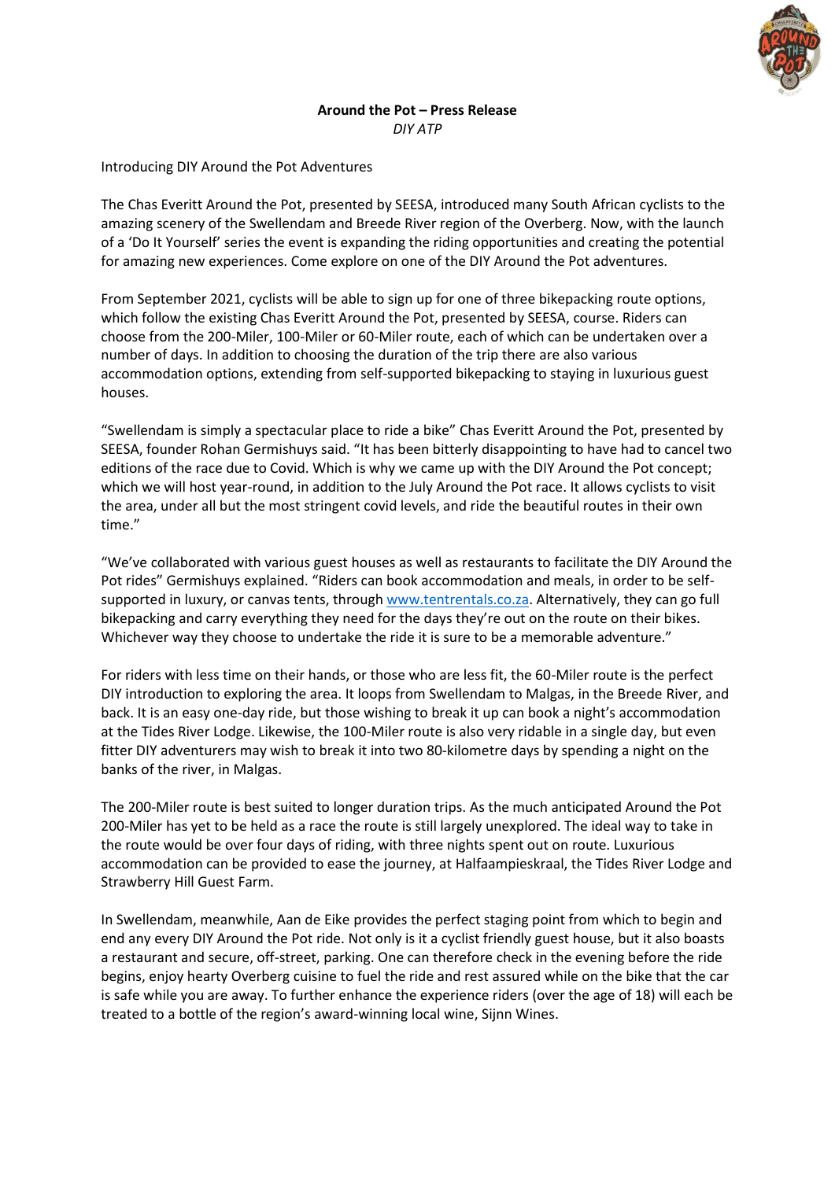**Around the Pot – Press Release**
*DIY ATP*

Introducing DIY Around the Pot Adventures

The Chas Everitt Around the Pot, presented by SEESA, introduced many South African cyclists to the amazing scenery of the Swellendam and Breede River region of the Overberg. Now, with the launch of a 'Do It Yourself' series the event is expanding the riding opportunities and creating the potential for amazing new experiences. Come explore on one of the DIY Around the Pot adventures.

From September 2021, cyclists will be able to sign up for one of three bikepacking route options, which follow the existing Chas Everitt Around the Pot, presented by SEESA, course. Riders can choose from the 200-Miler, 100-Miler or 60-Miler route, each of which can be undertaken over a number of days. In addition to choosing the duration of the trip there are also various accommodation options, extending from self-supported bikepacking to staying in luxurious guest houses.

"Swellendam is simply a spectacular place to ride a bike" Chas Everitt Around the Pot, presented by SEESA, founder Rohan Germishuys said. "It has been bitterly disappointing to have had to cancel two editions of the race due to Covid. Which is why we came up with the DIY Around the Pot concept; which we will host year-round, in addition to the July Around the Pot race. It allows cyclists to visit the area, under all but the most stringent covid levels, and ride the beautiful routes in their own time."

"We've collaborated with various guest houses as well as restaurants to facilitate the DIY Around the Pot rides" Germishuys explained. "Riders can book accommodation and meals, in order to be self-supported in luxury, or canvas tents, through [www.tentrentals.co.za](www.tentrentals.co.za). Alternatively, they can go full bikepacking and carry everything they need for the days they're out on the route on their bikes. Whichever way they choose to undertake the ride it is sure to be a memorable adventure."

For riders with less time on their hands, or those who are less fit, the 60-Miler route is the perfect DIY introduction to exploring the area. It loops from Swellendam to Malgas, in the Breede River, and back. It is an easy one-day ride, but those wishing to break it up can book a night's accommodation at the Tides River Lodge. Likewise, the 100-Miler route is also very ridable in a single day, but even fitter DIY adventurers may wish to break it into two 80-kilometre days by spending a night on the banks of the river, in Malgas.

The 200-Miler route is best suited to longer duration trips. As the much anticipated Around the Pot 200-Miler has yet to be held as a race the route is still largely unexplored. The ideal way to take in the route would be over four days of riding, with three nights spent out on route. Luxurious accommodation can be provided to ease the journey, at Halfaampieskraal, the Tides River Lodge and Strawberry Hill Guest Farm.

In Swellendam, meanwhile, Aan de Eike provides the perfect staging point from which to begin and end any every DIY Around the Pot ride. Not only is it a cyclist friendly guest house, but it also boasts a restaurant and secure, off-street, parking. One can therefore check in the evening before the ride begins, enjoy hearty Overberg cuisine to fuel the ride and rest assured while on the bike that the car is safe while you are away. To further enhance the experience riders (over the age of 18) will each be treated to a bottle of the region's award-winning local wine, Sijnn Wines.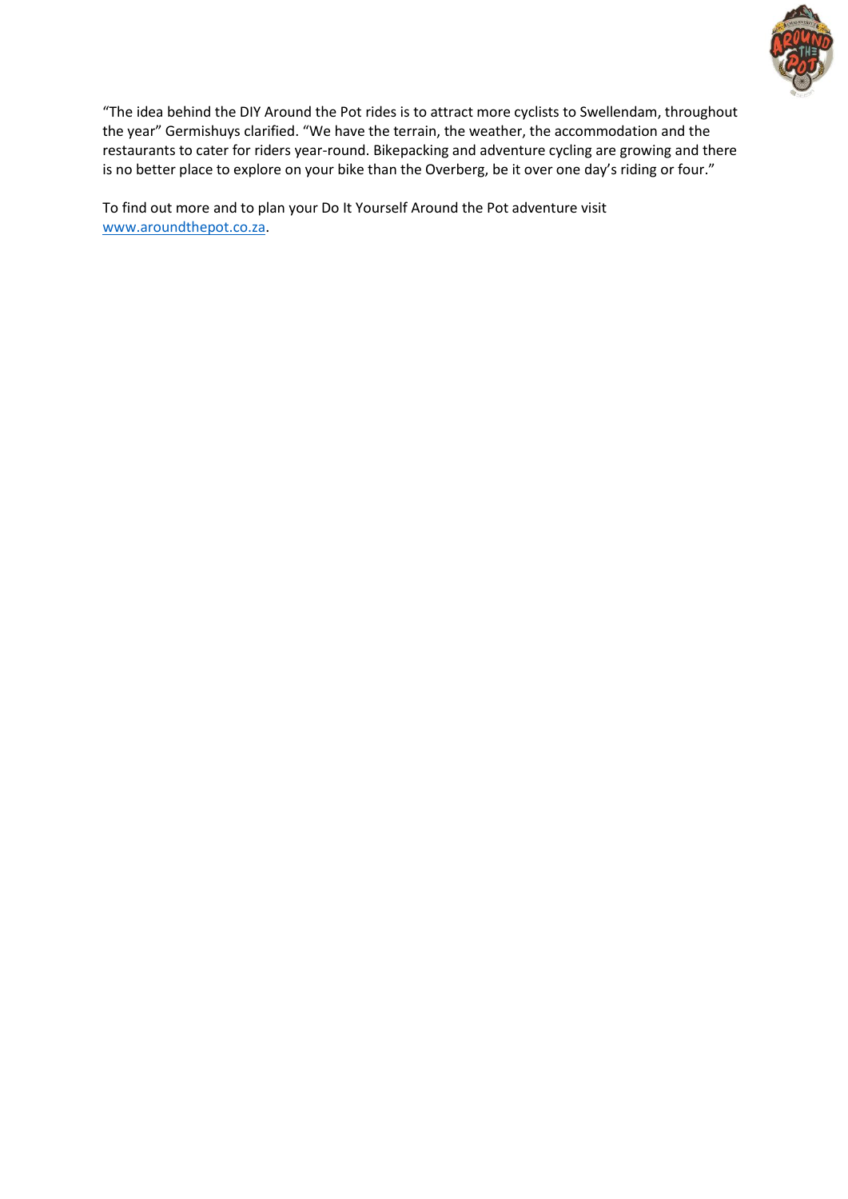"The idea behind the DIY Around the Pot rides is to attract more cyclists to Swellendam, throughout the year" Germishuys clarified. "We have the terrain, the weather, the accommodation and the restaurants to cater for riders year-round. Bikepacking and adventure cycling are growing and there is no better place to explore on your bike than the Overberg, be it over one day's riding or four."

To find out more and to plan your Do It Yourself Around the Pot adventure visit [www.aroundthepot.co.za](http://www.aroundthepot.co.za).